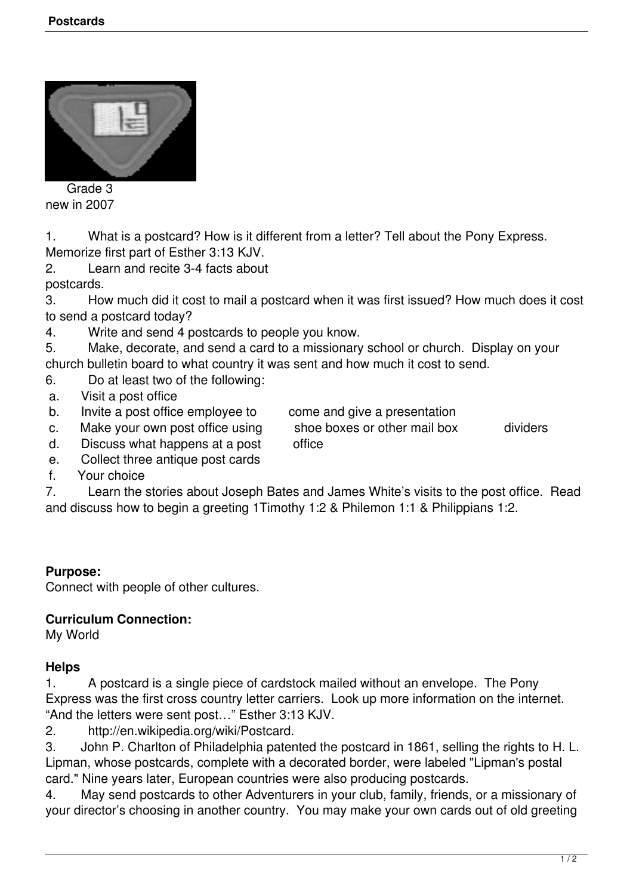Grade 3
new in 2007

1. What is a postcard? How is it different from a letter? Tell about the Pony Express. Memorize first part of Esther 3:13 KJV.
2. Learn and recite 3-4 facts about postcards.
3. How much did it cost to mail a postcard when it was first issued? How much does it cost to send a postcard today?
4. Write and send 4 postcards to people you know.
5. Make, decorate, and send a card to a missionary school or church. Display on your church bulletin board to what country it was sent and how much it cost to send.
6. Do at least two of the following:
 a. Visit a post office
 b. Invite a post office employee to come and give a presentation
 c. Make your own post office using shoe boxes or other mail box dividers
 d. Discuss what happens at a post office
 e. Collect three antique post cards
 f. Your choice
7. Learn the stories about Joseph Bates and James White's visits to the post office. Read and discuss how to begin a greeting 1Timothy 1:2 & Philemon 1:1 & Philippians 1:2.

**Purpose:**
Connect with people of other cultures.

**Curriculum Connection:**
My World

**Helps**

1. A postcard is a single piece of cardstock mailed without an envelope. The Pony Express was the first cross country letter carriers. Look up more information on the internet. "And the letters were sent post…" Esther 3:13 KJV.
2. http://en.wikipedia.org/wiki/Postcard.
3. John P. Charlton of Philadelphia patented the postcard in 1861, selling the rights to H. L. Lipman, whose postcards, complete with a decorated border, were labeled "Lipman's postal card." Nine years later, European countries were also producing postcards.
4. May send postcards to other Adventurers in your club, family, friends, or a missionary of your director's choosing in another country. You may make your own cards out of old greeting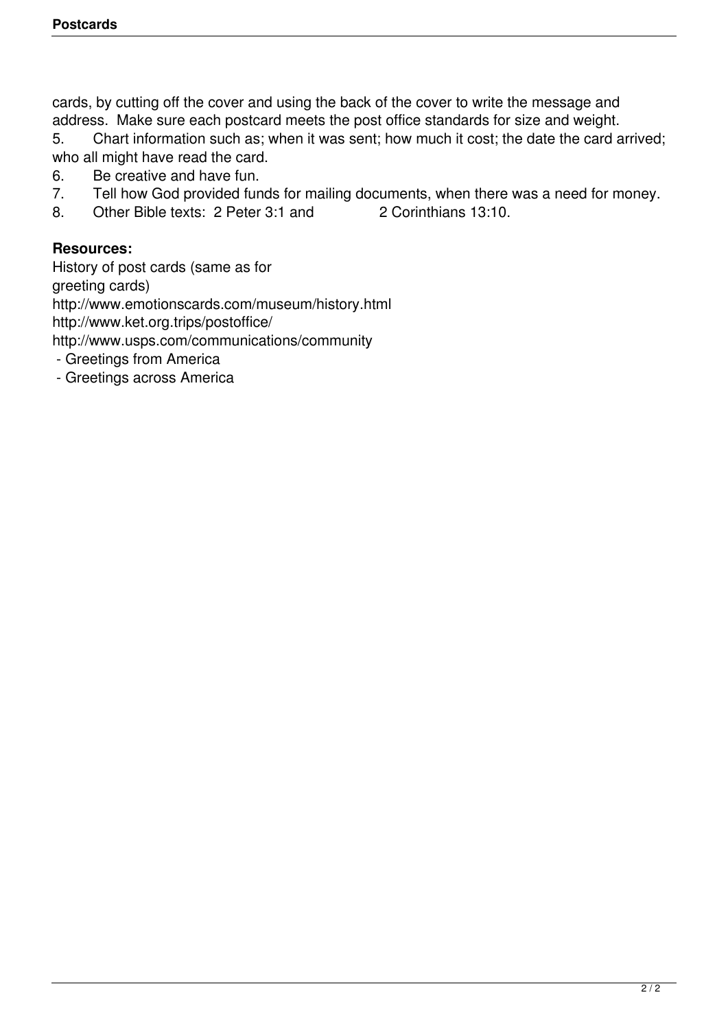cards, by cutting off the cover and using the back of the cover to write the message and address. Make sure each postcard meets the post office standards for size and weight.

5. Chart information such as; when it was sent; how much it cost; the date the card arrived; who all might have read the card.
6. Be creative and have fun.
7. Tell how God provided funds for mailing documents, when there was a need for money.
8. Other Bible texts: 2 Peter 3:1 and 2 Corinthians 13:10.

**Resources:**

History of post cards (same as for greeting cards)
http://www.emotionscards.com/museum/history.html
http://www.ket.org.trips/postoffice/
http://www.usps.com/communications/community

- Greetings from America
- Greetings across America